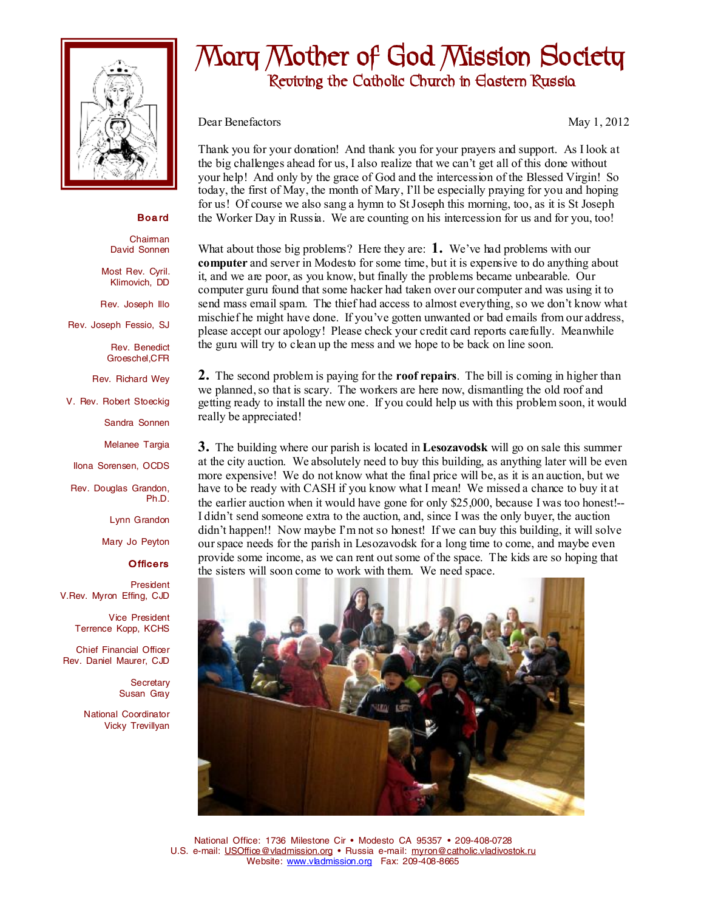# Mary Mother of God Mission Society

## Reviving the Catholic Church in Eastern Russia

**Board**

Chairman
David Sonnen

Most Rev. Cyril. Klimovich, DD

Rev. Joseph Illo

Rev. Joseph Fessio, SJ

Rev. Benedict Groeschel,CFR

Rev. Richard Wey

V. Rev. Robert Stoeckig

Sandra Sonnen

Melanee Targia

Ilona Sorensen, OCDS

Rev. Douglas Grandon, Ph.D.

Lynn Grandon

Mary Jo Peyton

**Officers**

President
V.Rev. Myron Effing, CJD

Vice President
Terrence Kopp, KCHS

Chief Financial Officer
Rev. Daniel Maurer, CJD

Secretary
Susan Gray

National Coordinator
Vicky Trevillyan

Dear Benefactors May 1, 2012

Thank you for your donation! And thank you for your prayers and support. As I look at the big challenges ahead for us, I also realize that we can't get all of this done without your help! And only by the grace of God and the intercession of the Blessed Virgin! So today, the first of May, the month of Mary, I'll be especially praying for you and hoping for us! Of course we also sang a hymn to St Joseph this morning, too, as it is St Joseph the Worker Day in Russia. We are counting on his intercession for us and for you, too!

What about those big problems? Here they are: **1.** We've had problems with our **computer** and server in Modesto for some time, but it is expensive to do anything about it, and we are poor, as you know, but finally the problems became unbearable. Our computer guru found that some hacker had taken over our computer and was using it to send mass email spam. The thief had access to almost everything, so we don't know what mischief he might have done. If you've gotten unwanted or bad emails from our address, please accept our apology! Please check your credit card reports carefully. Meanwhile the guru will try to clean up the mess and we hope to be back on line soon.

**2.** The second problem is paying for the **roof repairs**. The bill is coming in higher than we planned, so that is scary. The workers are here now, dismantling the old roof and getting ready to install the new one. If you could help us with this problem soon, it would really be appreciated!

**3.** The building where our parish is located in **Lesozavodsk** will go on sale this summer at the city auction. We absolutely need to buy this building, as anything later will be even more expensive! We do not know what the final price will be, as it is an auction, but we have to be ready with CASH if you know what I mean! We missed a chance to buy it at the earlier auction when it would have gone for only $25,000, because I was too honest!-- I didn't send someone extra to the auction, and, since I was the only buyer, the auction didn't happen!! Now maybe I'm not so honest! If we can buy this building, it will solve our space needs for the parish in Lesozavodsk for a long time to come, and maybe even provide some income, as we can rent out some of the space. The kids are so hoping that the sisters will soon come to work with them. We need space.

National Office: 1736 Milestone Cir • Modesto CA 95357 • 209-408-0728
U.S. e-mail: USOffice@vladmission.org • Russia e-mail: myron@catholic.vladivostok.ru
Website: www.vladmission.org Fax: 209-408-8665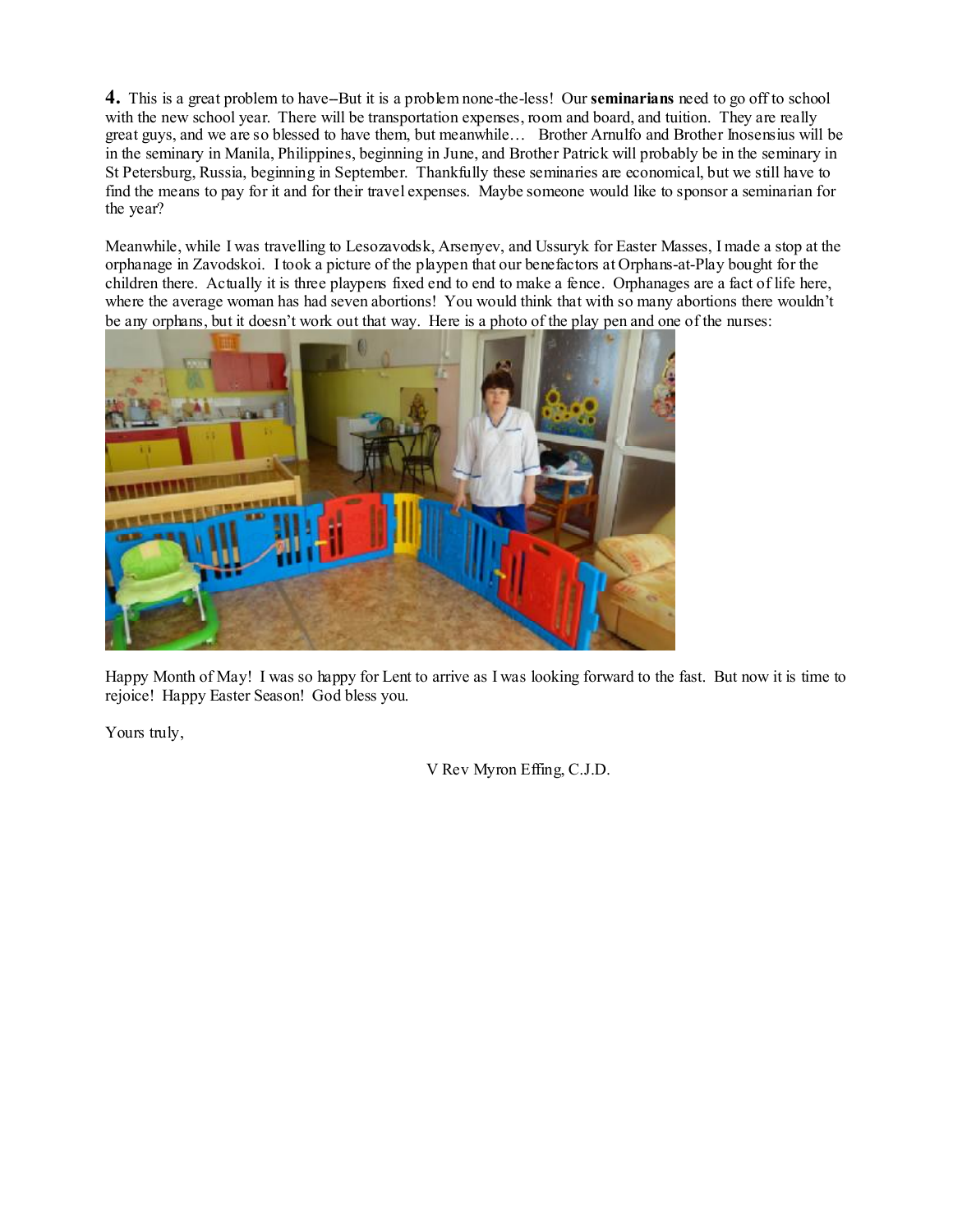**4.** This is a great problem to have–But it is a problem none-the-less! Our **seminarians** need to go off to school with the new school year. There will be transportation expenses, room and board, and tuition. They are really great guys, and we are so blessed to have them, but meanwhile… Brother Arnulfo and Brother Inosensius will be in the seminary in Manila, Philippines, beginning in June, and Brother Patrick will probably be in the seminary in St Petersburg, Russia, beginning in September. Thankfully these seminaries are economical, but we still have to find the means to pay for it and for their travel expenses. Maybe someone would like to sponsor a seminarian for the year?

Meanwhile, while I was travelling to Lesozavodsk, Arsenyev, and Ussuryk for Easter Masses, I made a stop at the orphanage in Zavodskoi. I took a picture of the playpen that our benefactors at Orphans-at-Play bought for the children there. Actually it is three playpens fixed end to end to make a fence. Orphanages are a fact of life here, where the average woman has had seven abortions! You would think that with so many abortions there wouldn't be any orphans, but it doesn't work out that way. Here is a photo of the play pen and one of the nurses:

Happy Month of May! I was so happy for Lent to arrive as I was looking forward to the fast. But now it is time to rejoice! Happy Easter Season! God bless you.

Yours truly,

V Rev Myron Effing, C.J.D.